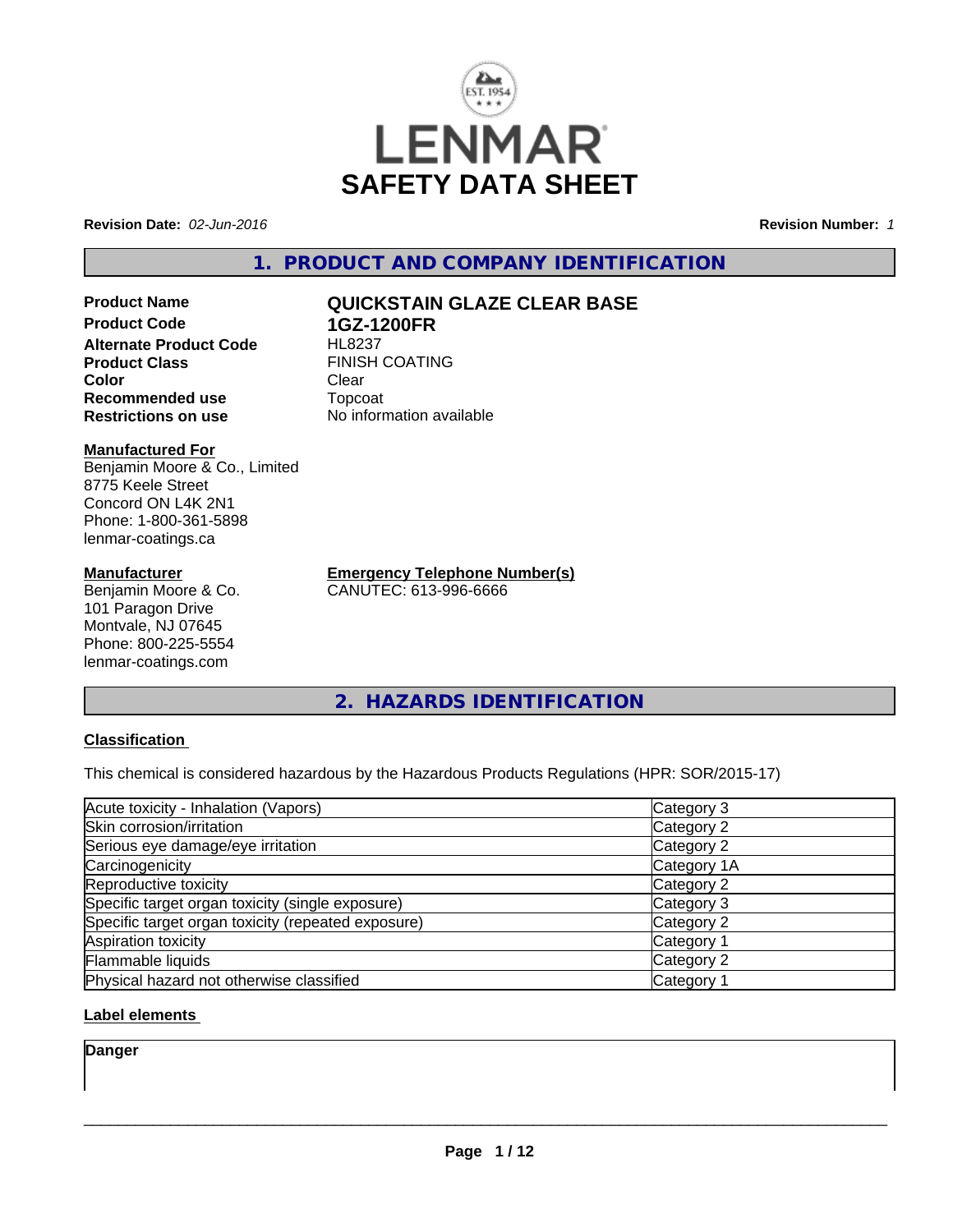# LENMAR SAFETY DATA SHEET

**Revision Date:** *02-Jun-2016* **Revision Number:** *1*

## 1. PRODUCT AND COMPANY IDENTIFICATION

**Product Name** **QUICKSTAIN GLAZE CLEAR BASE**
**Product Code** **1GZ-1200FR**
**Alternate Product Code** HL8237
**Product Class** FINISH COATING
**Color** Clear
**Recommended use** Topcoat
**Restrictions on use** No information available

**Manufactured For**
Benjamin Moore & Co., Limited
8775 Keele Street
Concord ON L4K 2N1
Phone: 1-800-361-5898
lenmar-coatings.ca

**Manufacturer**
Benjamin Moore & Co.
101 Paragon Drive
Montvale, NJ 07645
Phone: 800-225-5554
lenmar-coatings.com

**Emergency Telephone Number(s)**
CANUTEC: 613-996-6666

## 2. HAZARDS IDENTIFICATION

**Classification**

This chemical is considered hazardous by the Hazardous Products Regulations (HPR: SOR/2015-17)

| | |
|---|---|
| Acute toxicity - Inhalation (Vapors) | Category 3 |
| Skin corrosion/irritation | Category 2 |
| Serious eye damage/eye irritation | Category 2 |
| Carcinogenicity | Category 1A |
| Reproductive toxicity | Category 2 |
| Specific target organ toxicity (single exposure) | Category 3 |
| Specific target organ toxicity (repeated exposure) | Category 2 |
| Aspiration toxicity | Category 1 |
| Flammable liquids | Category 2 |
| Physical hazard not otherwise classified | Category 1 |

**Label elements**

**Danger**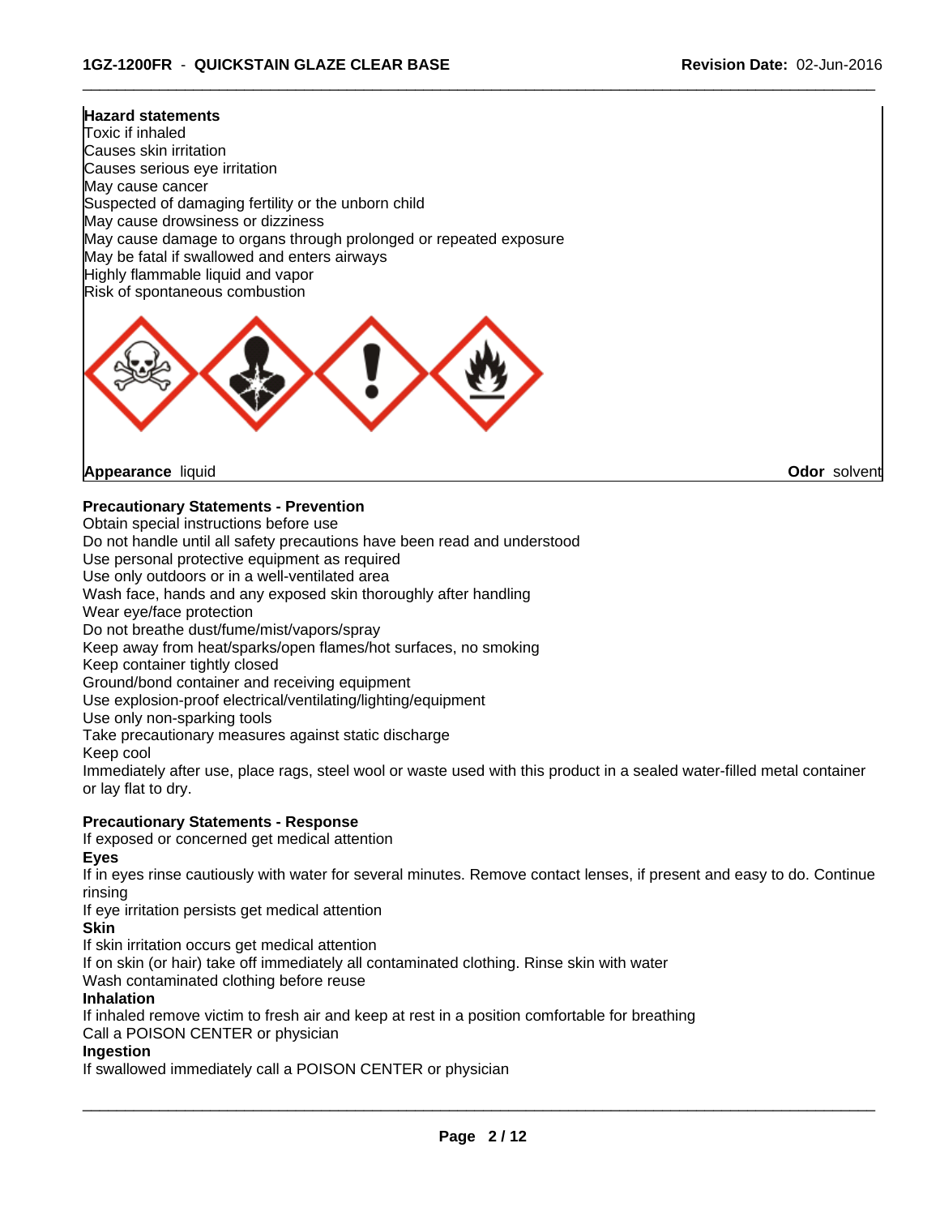**Hazard statements**

Toxic if inhaled
Causes skin irritation
Causes serious eye irritation
May cause cancer
Suspected of damaging fertility or the unborn child
May cause drowsiness or dizziness
May cause damage to organs through prolonged or repeated exposure
May be fatal if swallowed and enters airways
Highly flammable liquid and vapor
Risk of spontaneous combustion

**Appearance** liquid **Odor** solvent

### Precautionary Statements - Prevention

Obtain special instructions before use
Do not handle until all safety precautions have been read and understood
Use personal protective equipment as required
Use only outdoors or in a well-ventilated area
Wash face, hands and any exposed skin thoroughly after handling
Wear eye/face protection
Do not breathe dust/fume/mist/vapors/spray
Keep away from heat/sparks/open flames/hot surfaces, no smoking
Keep container tightly closed
Ground/bond container and receiving equipment
Use explosion-proof electrical/ventilating/lighting/equipment
Use only non-sparking tools
Take precautionary measures against static discharge
Keep cool
Immediately after use, place rags, steel wool or waste used with this product in a sealed water-filled metal container or lay flat to dry.

### Precautionary Statements - Response

If exposed or concerned get medical attention

**Eyes**

If in eyes rinse cautiously with water for several minutes. Remove contact lenses, if present and easy to do. Continue rinsing
If eye irritation persists get medical attention

**Skin**

If skin irritation occurs get medical attention
If on skin (or hair) take off immediately all contaminated clothing. Rinse skin with water
Wash contaminated clothing before reuse

**Inhalation**

If inhaled remove victim to fresh air and keep at rest in a position comfortable for breathing
Call a POISON CENTER or physician

**Ingestion**

If swallowed immediately call a POISON CENTER or physician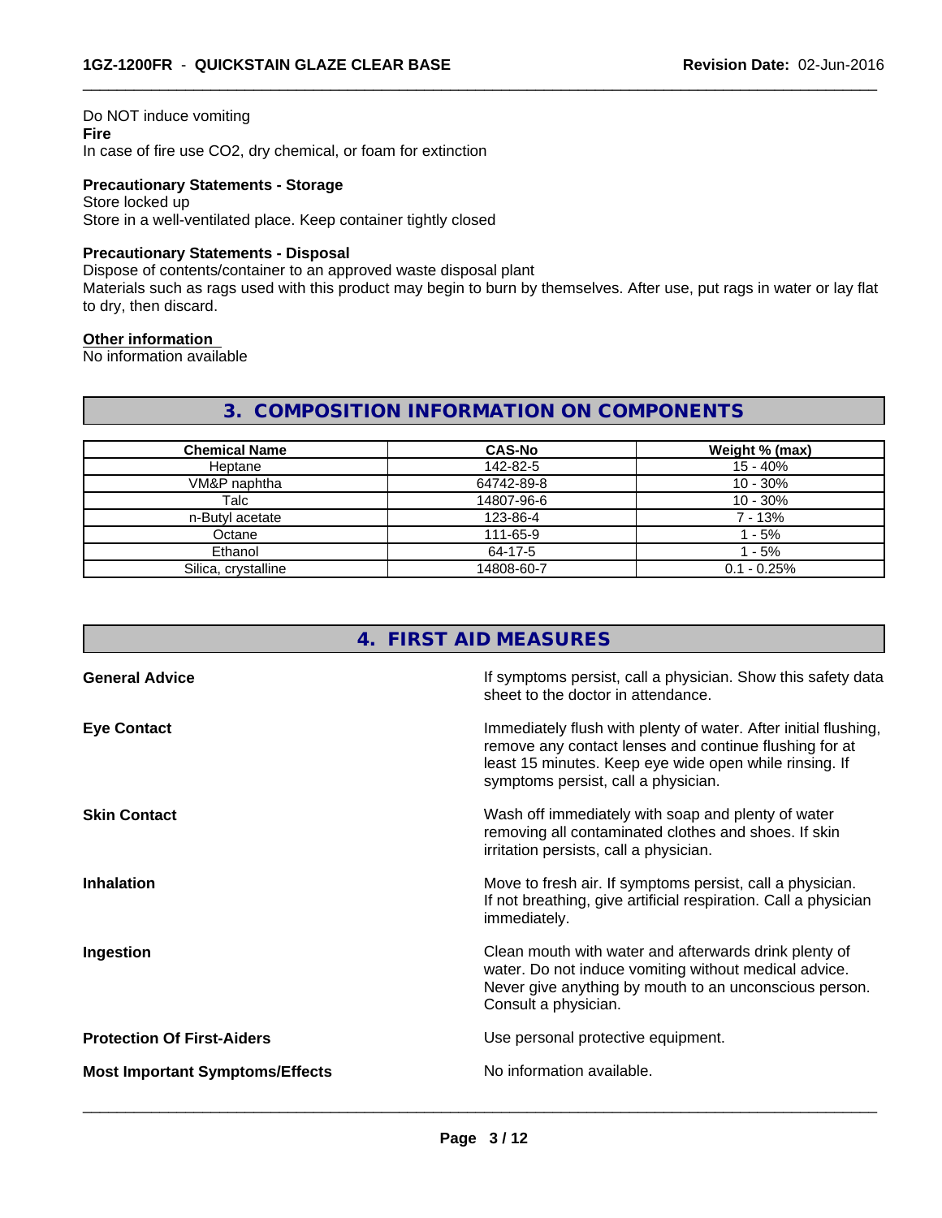Do NOT induce vomiting

**Fire**

In case of fire use CO2, dry chemical, or foam for extinction

**Precautionary Statements - Storage**

Store locked up

Store in a well-ventilated place. Keep container tightly closed

**Precautionary Statements - Disposal**

Dispose of contents/container to an approved waste disposal plant

Materials such as rags used with this product may begin to burn by themselves. After use, put rags in water or lay flat to dry, then discard.

**Other information**

No information available

## 3. COMPOSITION INFORMATION ON COMPONENTS

| Chemical Name | CAS-No | Weight % (max) |
|---|---|---|
| Heptane | 142-82-5 | 15 - 40% |
| VM&P naphtha | 64742-89-8 | 10 - 30% |
| Talc | 14807-96-6 | 10 - 30% |
| n-Butyl acetate | 123-86-4 | 7 - 13% |
| Octane | 111-65-9 | 1 - 5% |
| Ethanol | 64-17-5 | 1 - 5% |
| Silica, crystalline | 14808-60-7 | 0.1 - 0.25% |

## 4. FIRST AID MEASURES

**General Advice**

If symptoms persist, call a physician. Show this safety data sheet to the doctor in attendance.

**Eye Contact**

Immediately flush with plenty of water. After initial flushing, remove any contact lenses and continue flushing for at least 15 minutes. Keep eye wide open while rinsing. If symptoms persist, call a physician.

**Skin Contact**

Wash off immediately with soap and plenty of water removing all contaminated clothes and shoes. If skin irritation persists, call a physician.

**Inhalation**

Move to fresh air. If symptoms persist, call a physician. If not breathing, give artificial respiration. Call a physician immediately.

**Ingestion**

Clean mouth with water and afterwards drink plenty of water. Do not induce vomiting without medical advice. Never give anything by mouth to an unconscious person. Consult a physician.

**Protection Of First-Aiders**

Use personal protective equipment.

**Most Important Symptoms/Effects**

No information available.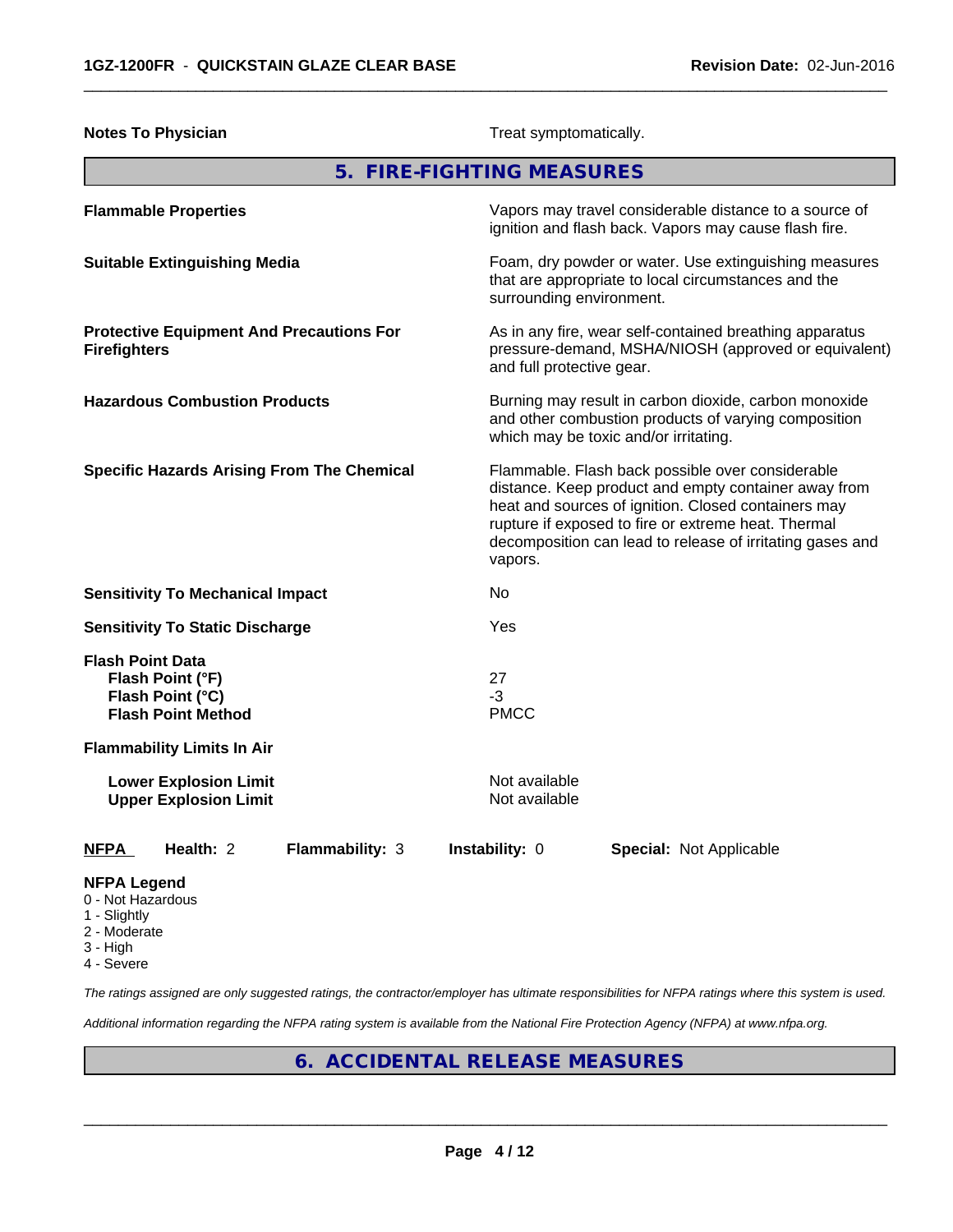**Notes To Physician** Treat symptomatically.

## 5. FIRE-FIGHTING MEASURES

| | |
|---|---|
| **Flammable Properties** | Vapors may travel considerable distance to a source of ignition and flash back. Vapors may cause flash fire. |
| **Suitable Extinguishing Media** | Foam, dry powder or water. Use extinguishing measures that are appropriate to local circumstances and the surrounding environment. |
| **Protective Equipment And Precautions For Firefighters** | As in any fire, wear self-contained breathing apparatus pressure-demand, MSHA/NIOSH (approved or equivalent) and full protective gear. |
| **Hazardous Combustion Products** | Burning may result in carbon dioxide, carbon monoxide and other combustion products of varying composition which may be toxic and/or irritating. |
| **Specific Hazards Arising From The Chemical** | Flammable. Flash back possible over considerable distance. Keep product and empty container away from heat and sources of ignition. Closed containers may rupture if exposed to fire or extreme heat. Thermal decomposition can lead to release of irritating gases and vapors. |
| **Sensitivity To Mechanical Impact** | No |
| **Sensitivity To Static Discharge** | Yes |

**Flash Point Data**

| | |
|---|---|
| **Flash Point (°F)** | 27 |
| **Flash Point (°C)** | -3 |
| **Flash Point Method** | PMCC |

**Flammability Limits In Air**

| | |
|---|---|
| **Lower Explosion Limit** | Not available |
| **Upper Explosion Limit** | Not available |

**NFPA** **Health:** 2 **Flammability:** 3 **Instability:** 0 **Special:** Not Applicable

**NFPA Legend**
- 0 - Not Hazardous
- 1 - Slightly
- 2 - Moderate
- 3 - High
- 4 - Severe

*The ratings assigned are only suggested ratings, the contractor/employer has ultimate responsibilities for NFPA ratings where this system is used.*

*Additional information regarding the NFPA rating system is available from the National Fire Protection Agency (NFPA) at www.nfpa.org.*

## 6. ACCIDENTAL RELEASE MEASURES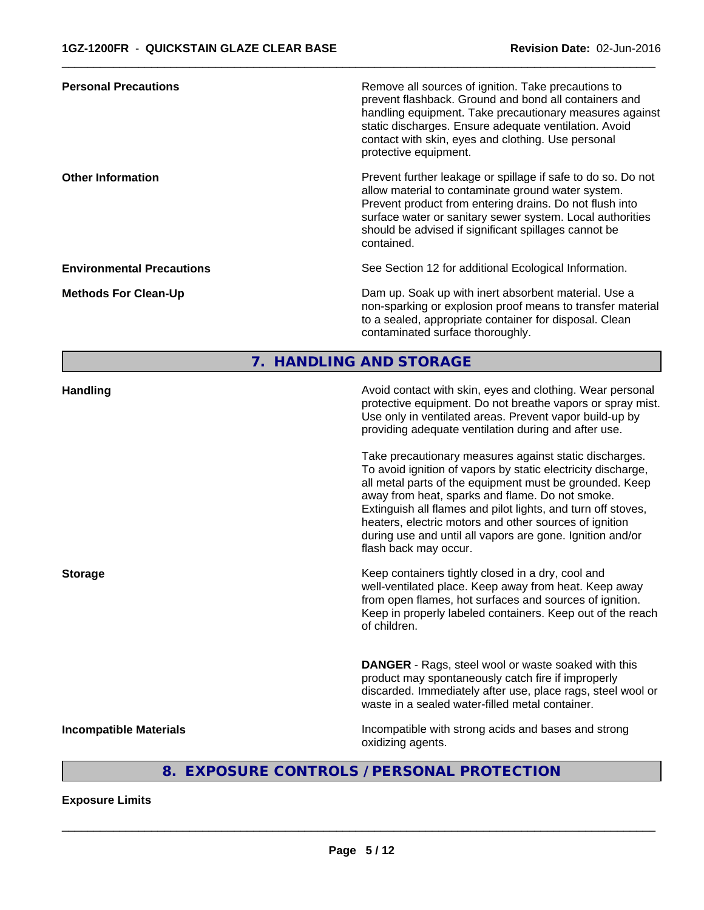**Personal Precautions** — Remove all sources of ignition. Take precautions to prevent flashback. Ground and bond all containers and handling equipment. Take precautionary measures against static discharges. Ensure adequate ventilation. Avoid contact with skin, eyes and clothing. Use personal protective equipment.

**Other Information** — Prevent further leakage or spillage if safe to do so. Do not allow material to contaminate ground water system. Prevent product from entering drains. Do not flush into surface water or sanitary sewer system. Local authorities should be advised if significant spillages cannot be contained.

**Environmental Precautions** — See Section 12 for additional Ecological Information.

**Methods For Clean-Up** — Dam up. Soak up with inert absorbent material. Use a non-sparking or explosion proof means to transfer material to a sealed, appropriate container for disposal. Clean contaminated surface thoroughly.

## 7. HANDLING AND STORAGE

**Handling** — Avoid contact with skin, eyes and clothing. Wear personal protective equipment. Do not breathe vapors or spray mist. Use only in ventilated areas. Prevent vapor build-up by providing adequate ventilation during and after use.

Take precautionary measures against static discharges. To avoid ignition of vapors by static electricity discharge, all metal parts of the equipment must be grounded. Keep away from heat, sparks and flame. Do not smoke. Extinguish all flames and pilot lights, and turn off stoves, heaters, electric motors and other sources of ignition during use and until all vapors are gone. Ignition and/or flash back may occur.

**Storage** — Keep containers tightly closed in a dry, cool and well-ventilated place. Keep away from heat. Keep away from open flames, hot surfaces and sources of ignition. Keep in properly labeled containers. Keep out of the reach of children.

**DANGER** - Rags, steel wool or waste soaked with this product may spontaneously catch fire if improperly discarded. Immediately after use, place rags, steel wool or waste in a sealed water-filled metal container.

**Incompatible Materials** — Incompatible with strong acids and bases and strong oxidizing agents.

## 8. EXPOSURE CONTROLS / PERSONAL PROTECTION

**Exposure Limits**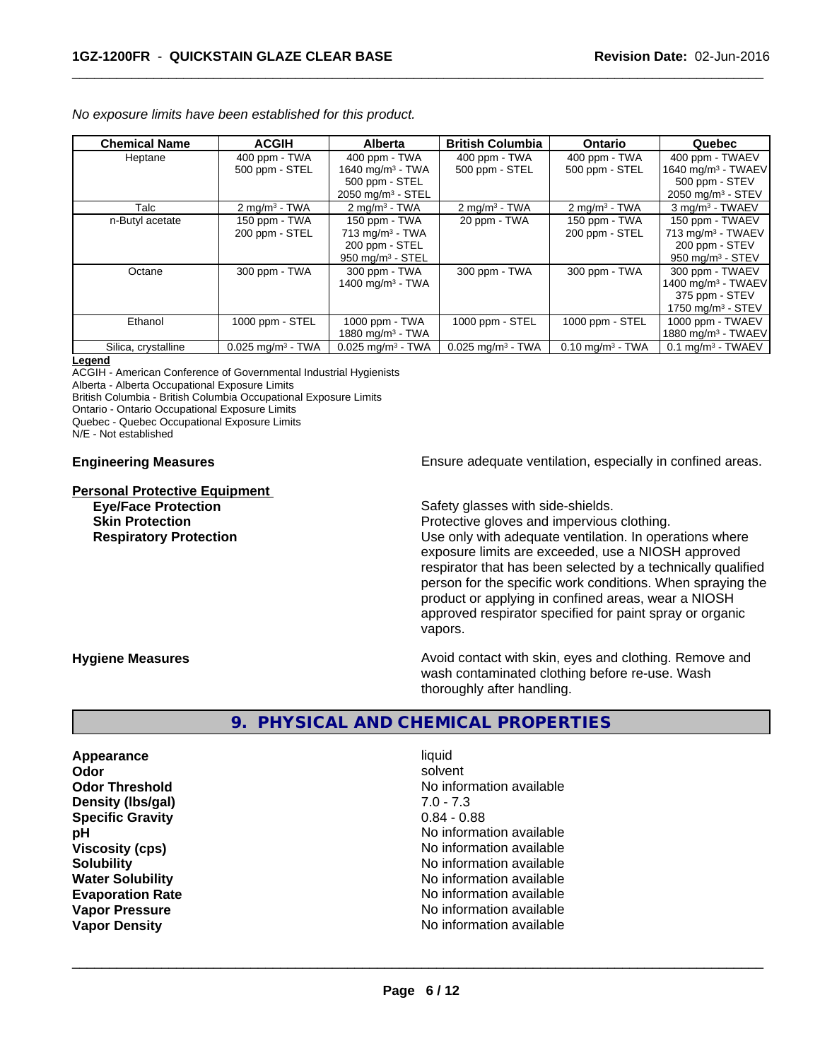*No exposure limits have been established for this product.*

| Chemical Name | ACGIH | Alberta | British Columbia | Ontario | Quebec |
|---|---|---|---|---|---|
| Heptane | 400 ppm - TWA<br>500 ppm - STEL | 400 ppm - TWA<br>1640 mg/m³ - TWA<br>500 ppm - STEL<br>2050 mg/m³ - STEL | 400 ppm - TWA<br>500 ppm - STEL | 400 ppm - TWA<br>500 ppm - STEL | 400 ppm - TWAEV<br>1640 mg/m³ - TWAEV<br>500 ppm - STEV<br>2050 mg/m³ - STEV |
| Talc | 2 mg/m³ - TWA | 2 mg/m³ - TWA | 2 mg/m³ - TWA | 2 mg/m³ - TWA | 3 mg/m³ - TWAEV |
| n-Butyl acetate | 150 ppm - TWA<br>200 ppm - STEL | 150 ppm - TWA<br>713 mg/m³ - TWA<br>200 ppm - STEL<br>950 mg/m³ - STEL | 20 ppm - TWA | 150 ppm - TWA<br>200 ppm - STEL | 150 ppm - TWAEV<br>713 mg/m³ - TWAEV<br>200 ppm - STEV<br>950 mg/m³ - STEV |
| Octane | 300 ppm - TWA | 300 ppm - TWA<br>1400 mg/m³ - TWA | 300 ppm - TWA | 300 ppm - TWA | 300 ppm - TWAEV<br>1400 mg/m³ - TWAEV<br>375 ppm - STEV<br>1750 mg/m³ - STEV |
| Ethanol | 1000 ppm - STEL | 1000 ppm - TWA<br>1880 mg/m³ - TWA | 1000 ppm - STEL | 1000 ppm - STEL | 1000 ppm - TWAEV<br>1880 mg/m³ - TWAEV |
| Silica, crystalline | 0.025 mg/m³ - TWA | 0.025 mg/m³ - TWA | 0.025 mg/m³ - TWA | 0.10 mg/m³ - TWA | 0.1 mg/m³ - TWAEV |

**Legend**
ACGIH - American Conference of Governmental Industrial Hygienists
Alberta - Alberta Occupational Exposure Limits
British Columbia - British Columbia Occupational Exposure Limits
Ontario - Ontario Occupational Exposure Limits
Quebec - Quebec Occupational Exposure Limits
N/E - Not established

**Engineering Measures** Ensure adequate ventilation, especially in confined areas.

**Personal Protective Equipment**

**Eye/Face Protection** Safety glasses with side-shields.

**Skin Protection** Protective gloves and impervious clothing.

**Respiratory Protection** Use only with adequate ventilation. In operations where exposure limits are exceeded, use a NIOSH approved respirator that has been selected by a technically qualified person for the specific work conditions. When spraying the product or applying in confined areas, wear a NIOSH approved respirator specified for paint spray or organic vapors.

**Hygiene Measures** Avoid contact with skin, eyes and clothing. Remove and wash contaminated clothing before re-use. Wash thoroughly after handling.

## 9. PHYSICAL AND CHEMICAL PROPERTIES

**Appearance** liquid
**Odor** solvent
**Odor Threshold** No information available
**Density (lbs/gal)** 7.0 - 7.3
**Specific Gravity** 0.84 - 0.88
**pH** No information available
**Viscosity (cps)** No information available
**Solubility** No information available
**Water Solubility** No information available
**Evaporation Rate** No information available
**Vapor Pressure** No information available
**Vapor Density** No information available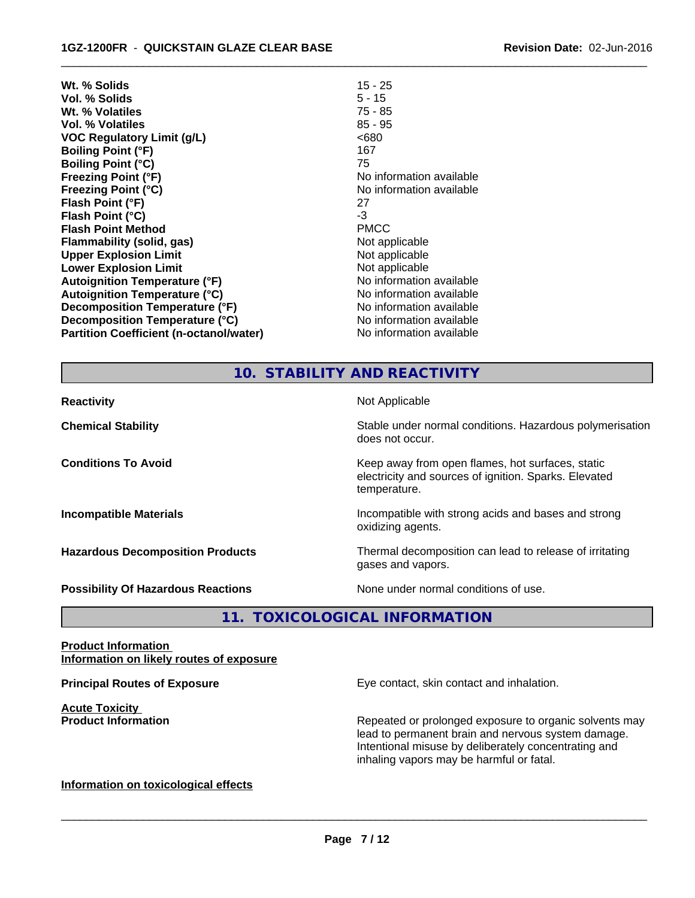| | |
|---|---|
| **Wt. % Solids** | 15 - 25 |
| **Vol. % Solids** | 5 - 15 |
| **Wt. % Volatiles** | 75 - 85 |
| **Vol. % Volatiles** | 85 - 95 |
| **VOC Regulatory Limit (g/L)** | <680 |
| **Boiling Point (°F)** | 167 |
| **Boiling Point (°C)** | 75 |
| **Freezing Point (°F)** | No information available |
| **Freezing Point (°C)** | No information available |
| **Flash Point (°F)** | 27 |
| **Flash Point (°C)** | -3 |
| **Flash Point Method** | PMCC |
| **Flammability (solid, gas)** | Not applicable |
| **Upper Explosion Limit** | Not applicable |
| **Lower Explosion Limit** | Not applicable |
| **Autoignition Temperature (°F)** | No information available |
| **Autoignition Temperature (°C)** | No information available |
| **Decomposition Temperature (°F)** | No information available |
| **Decomposition Temperature (°C)** | No information available |
| **Partition Coefficient (n-octanol/water)** | No information available |

## 10. STABILITY AND REACTIVITY

| | |
|---|---|
| **Reactivity** | Not Applicable |
| **Chemical Stability** | Stable under normal conditions. Hazardous polymerisation does not occur. |
| **Conditions To Avoid** | Keep away from open flames, hot surfaces, static electricity and sources of ignition. Sparks. Elevated temperature. |
| **Incompatible Materials** | Incompatible with strong acids and bases and strong oxidizing agents. |
| **Hazardous Decomposition Products** | Thermal decomposition can lead to release of irritating gases and vapors. |
| **Possibility Of Hazardous Reactions** | None under normal conditions of use. |

## 11. TOXICOLOGICAL INFORMATION

**Product Information**
**Information on likely routes of exposure**

**Principal Routes of Exposure** — Eye contact, skin contact and inhalation.

**Acute Toxicity**
**Product Information** — Repeated or prolonged exposure to organic solvents may lead to permanent brain and nervous system damage. Intentional misuse by deliberately concentrating and inhaling vapors may be harmful or fatal.

**Information on toxicological effects**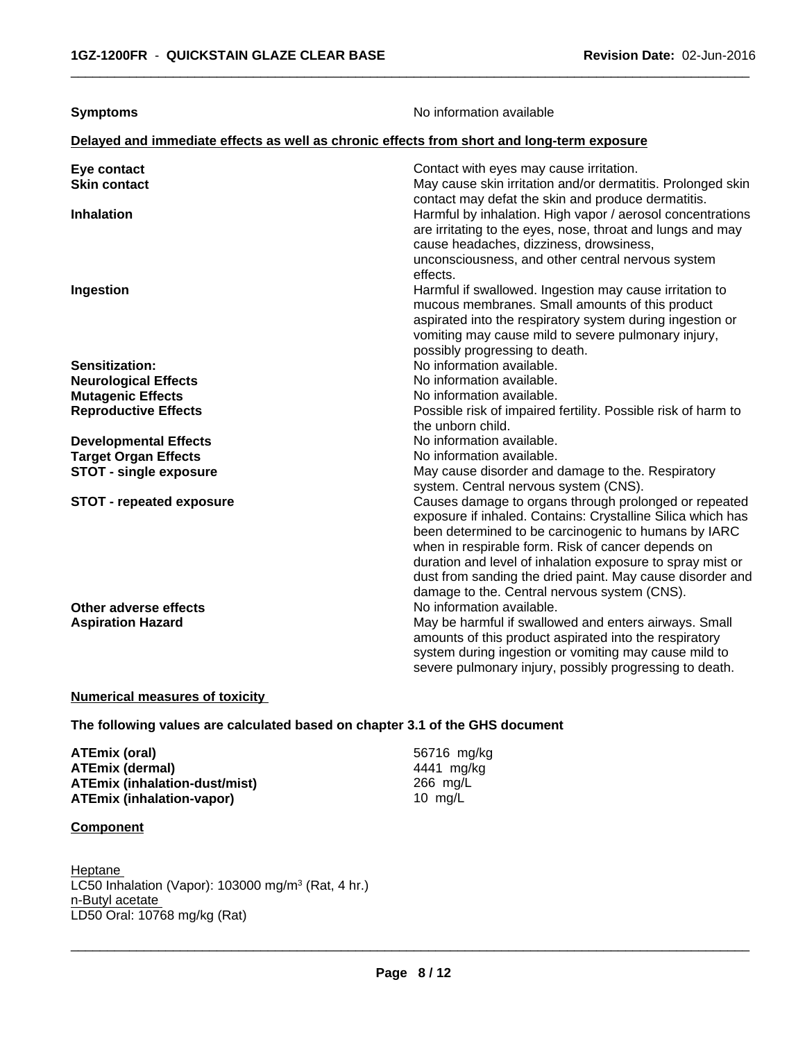**Symptoms** No information available

**Delayed and immediate effects as well as chronic effects from short and long-term exposure**

| | |
|---|---|
| **Eye contact** | Contact with eyes may cause irritation. |
| **Skin contact** | May cause skin irritation and/or dermatitis. Prolonged skin contact may defat the skin and produce dermatitis. |
| **Inhalation** | Harmful by inhalation. High vapor / aerosol concentrations are irritating to the eyes, nose, throat and lungs and may cause headaches, dizziness, drowsiness, unconsciousness, and other central nervous system effects. |
| **Ingestion** | Harmful if swallowed. Ingestion may cause irritation to mucous membranes. Small amounts of this product aspirated into the respiratory system during ingestion or vomiting may cause mild to severe pulmonary injury, possibly progressing to death. |
| **Sensitization:** | No information available. |
| **Neurological Effects** | No information available. |
| **Mutagenic Effects** | No information available. |
| **Reproductive Effects** | Possible risk of impaired fertility. Possible risk of harm to the unborn child. |
| **Developmental Effects** | No information available. |
| **Target Organ Effects** | No information available. |
| **STOT - single exposure** | May cause disorder and damage to the. Respiratory system. Central nervous system (CNS). |
| **STOT - repeated exposure** | Causes damage to organs through prolonged or repeated exposure if inhaled. Contains: Crystalline Silica which has been determined to be carcinogenic to humans by IARC when in respirable form. Risk of cancer depends on duration and level of inhalation exposure to spray mist or dust from sanding the dried paint. May cause disorder and damage to the. Central nervous system (CNS). |
| **Other adverse effects** | No information available. |
| **Aspiration Hazard** | May be harmful if swallowed and enters airways. Small amounts of this product aspirated into the respiratory system during ingestion or vomiting may cause mild to severe pulmonary injury, possibly progressing to death. |

**Numerical measures of toxicity**

**The following values are calculated based on chapter 3.1 of the GHS document**

| | |
|---|---|
| **ATEmix (oral)** | 56716 mg/kg |
| **ATEmix (dermal)** | 4441 mg/kg |
| **ATEmix (inhalation-dust/mist)** | 266 mg/L |
| **ATEmix (inhalation-vapor)** | 10 mg/L |

**Component**

Heptane
LC50 Inhalation (Vapor): 103000 mg/m³ (Rat, 4 hr.)
n-Butyl acetate
LD50 Oral: 10768 mg/kg (Rat)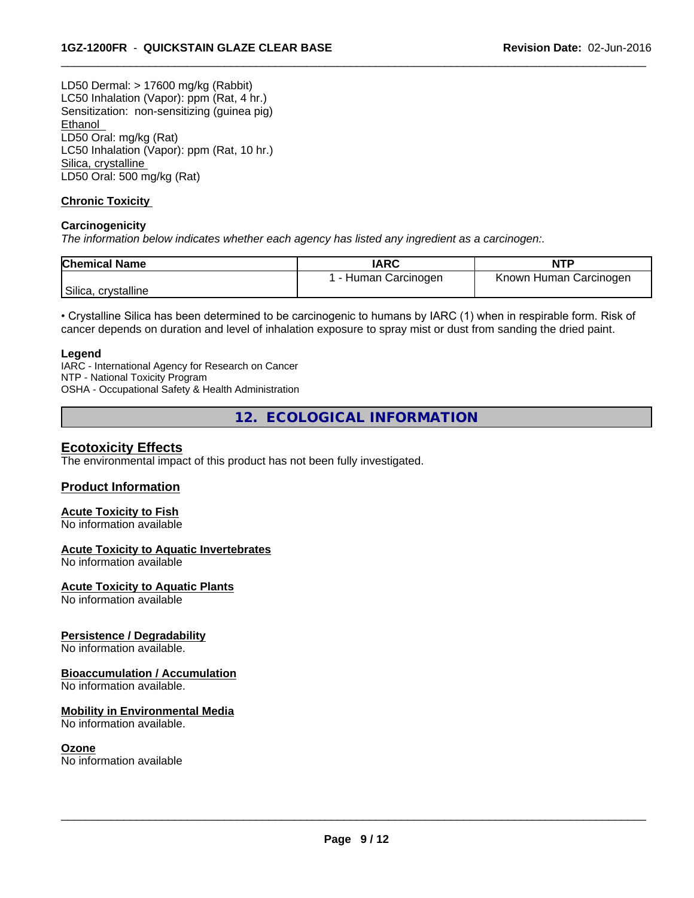LD50 Dermal: > 17600 mg/kg (Rabbit)
LC50 Inhalation (Vapor): ppm (Rat, 4 hr.)
Sensitization: non-sensitizing (guinea pig)
Ethanol
LD50 Oral: mg/kg (Rat)
LC50 Inhalation (Vapor): ppm (Rat, 10 hr.)
Silica, crystalline
LD50 Oral: 500 mg/kg (Rat)

### Chronic Toxicity

**Carcinogenicity**

*The information below indicates whether each agency has listed any ingredient as a carcinogen:.*

| Chemical Name | IARC | NTP |
|---|---|---|
| Silica, crystalline | 1 - Human Carcinogen | Known Human Carcinogen |

• Crystalline Silica has been determined to be carcinogenic to humans by IARC (1) when in respirable form. Risk of cancer depends on duration and level of inhalation exposure to spray mist or dust from sanding the dried paint.

**Legend**
IARC - International Agency for Research on Cancer
NTP - National Toxicity Program
OSHA - Occupational Safety & Health Administration

## 12. ECOLOGICAL INFORMATION

### Ecotoxicity Effects

The environmental impact of this product has not been fully investigated.

### Product Information

**Acute Toxicity to Fish**
No information available

**Acute Toxicity to Aquatic Invertebrates**
No information available

**Acute Toxicity to Aquatic Plants**
No information available

**Persistence / Degradability**
No information available.

**Bioaccumulation / Accumulation**
No information available.

**Mobility in Environmental Media**
No information available.

**Ozone**
No information available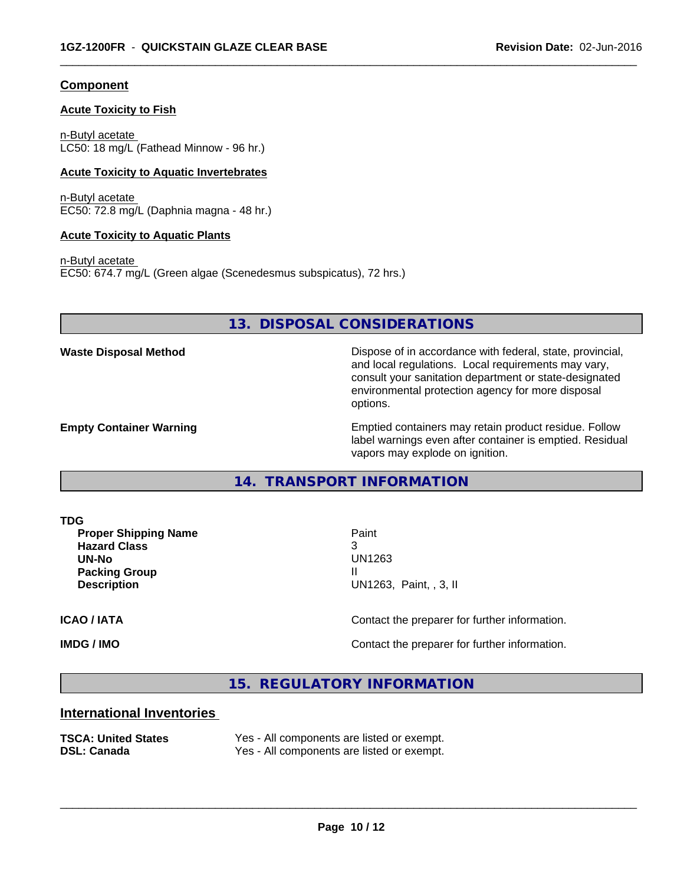## Component

### Acute Toxicity to Fish

n-Butyl acetate
LC50: 18 mg/L (Fathead Minnow - 96 hr.)

### Acute Toxicity to Aquatic Invertebrates

n-Butyl acetate
EC50: 72.8 mg/L (Daphnia magna - 48 hr.)

### Acute Toxicity to Aquatic Plants

n-Butyl acetate
EC50: 674.7 mg/L (Green algae (Scenedesmus subspicatus), 72 hrs.)

## 13. DISPOSAL CONSIDERATIONS

**Waste Disposal Method**
Dispose of in accordance with federal, state, provincial, and local regulations. Local requirements may vary, consult your sanitation department or state-designated environmental protection agency for more disposal options.

**Empty Container Warning**
Emptied containers may retain product residue. Follow label warnings even after container is emptied. Residual vapors may explode on ignition.

## 14. TRANSPORT INFORMATION

**TDG**

| | |
|---|---|
| **Proper Shipping Name** | Paint |
| **Hazard Class** | 3 |
| **UN-No** | UN1263 |
| **Packing Group** | II |
| **Description** | UN1263, Paint, , 3, II |

**ICAO / IATA** Contact the preparer for further information.

**IMDG / IMO** Contact the preparer for further information.

## 15. REGULATORY INFORMATION

### International Inventories

| | |
|---|---|
| **TSCA: United States** | Yes - All components are listed or exempt. |
| **DSL: Canada** | Yes - All components are listed or exempt. |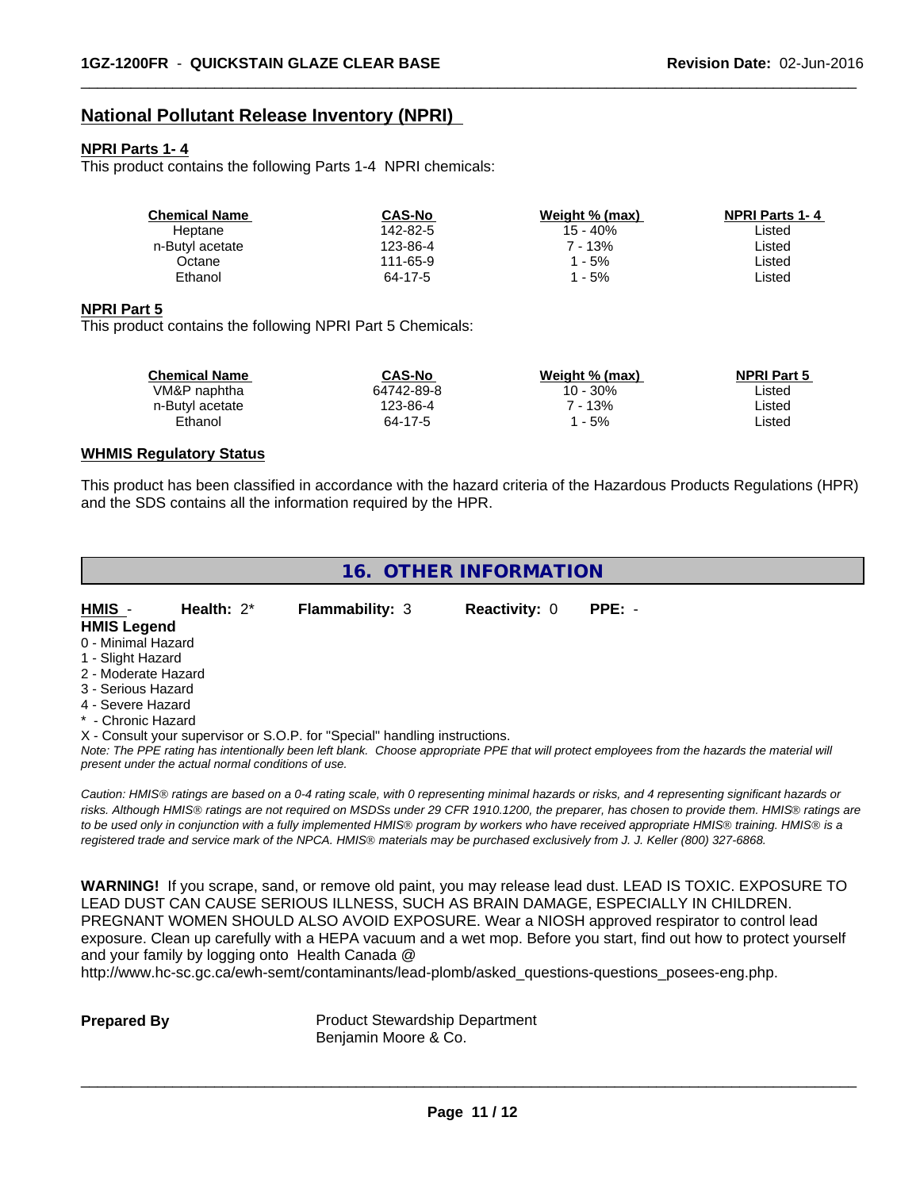## National Pollutant Release Inventory (NPRI)

**NPRI Parts 1- 4**

This product contains the following Parts 1-4 NPRI chemicals:

| Chemical Name | CAS-No | Weight % (max) | NPRI Parts 1- 4 |
|---|---|---|---|
| Heptane | 142-82-5 | 15 - 40% | Listed |
| n-Butyl acetate | 123-86-4 | 7 - 13% | Listed |
| Octane | 111-65-9 | 1 - 5% | Listed |
| Ethanol | 64-17-5 | 1 - 5% | Listed |

**NPRI Part 5**

This product contains the following NPRI Part 5 Chemicals:

| Chemical Name | CAS-No | Weight % (max) | NPRI Part 5 |
|---|---|---|---|
| VM&P naphtha | 64742-89-8 | 10 - 30% | Listed |
| n-Butyl acetate | 123-86-4 | 7 - 13% | Listed |
| Ethanol | 64-17-5 | 1 - 5% | Listed |

**WHMIS Regulatory Status**

This product has been classified in accordance with the hazard criteria of the Hazardous Products Regulations (HPR) and the SDS contains all the information required by the HPR.

## 16. OTHER INFORMATION

**HMIS** - **Health:** 2* **Flammability:** 3 **Reactivity:** 0 **PPE:** -

**HMIS Legend**

0 - Minimal Hazard
1 - Slight Hazard
2 - Moderate Hazard
3 - Serious Hazard
4 - Severe Hazard
* - Chronic Hazard
X - Consult your supervisor or S.O.P. for "Special" handling instructions.

*Note: The PPE rating has intentionally been left blank. Choose appropriate PPE that will protect employees from the hazards the material will present under the actual normal conditions of use.*

*Caution: HMIS® ratings are based on a 0-4 rating scale, with 0 representing minimal hazards or risks, and 4 representing significant hazards or risks. Although HMIS® ratings are not required on MSDSs under 29 CFR 1910.1200, the preparer, has chosen to provide them. HMIS® ratings are to be used only in conjunction with a fully implemented HMIS® program by workers who have received appropriate HMIS® training. HMIS® is a registered trade and service mark of the NPCA. HMIS® materials may be purchased exclusively from J. J. Keller (800) 327-6868.*

**WARNING!** If you scrape, sand, or remove old paint, you may release lead dust. LEAD IS TOXIC. EXPOSURE TO LEAD DUST CAN CAUSE SERIOUS ILLNESS, SUCH AS BRAIN DAMAGE, ESPECIALLY IN CHILDREN. PREGNANT WOMEN SHOULD ALSO AVOID EXPOSURE. Wear a NIOSH approved respirator to control lead exposure. Clean up carefully with a HEPA vacuum and a wet mop. Before you start, find out how to protect yourself and your family by logging onto Health Canada @ http://www.hc-sc.gc.ca/ewh-semt/contaminants/lead-plomb/asked_questions-questions_posees-eng.php.

**Prepared By** Product Stewardship Department
Benjamin Moore & Co.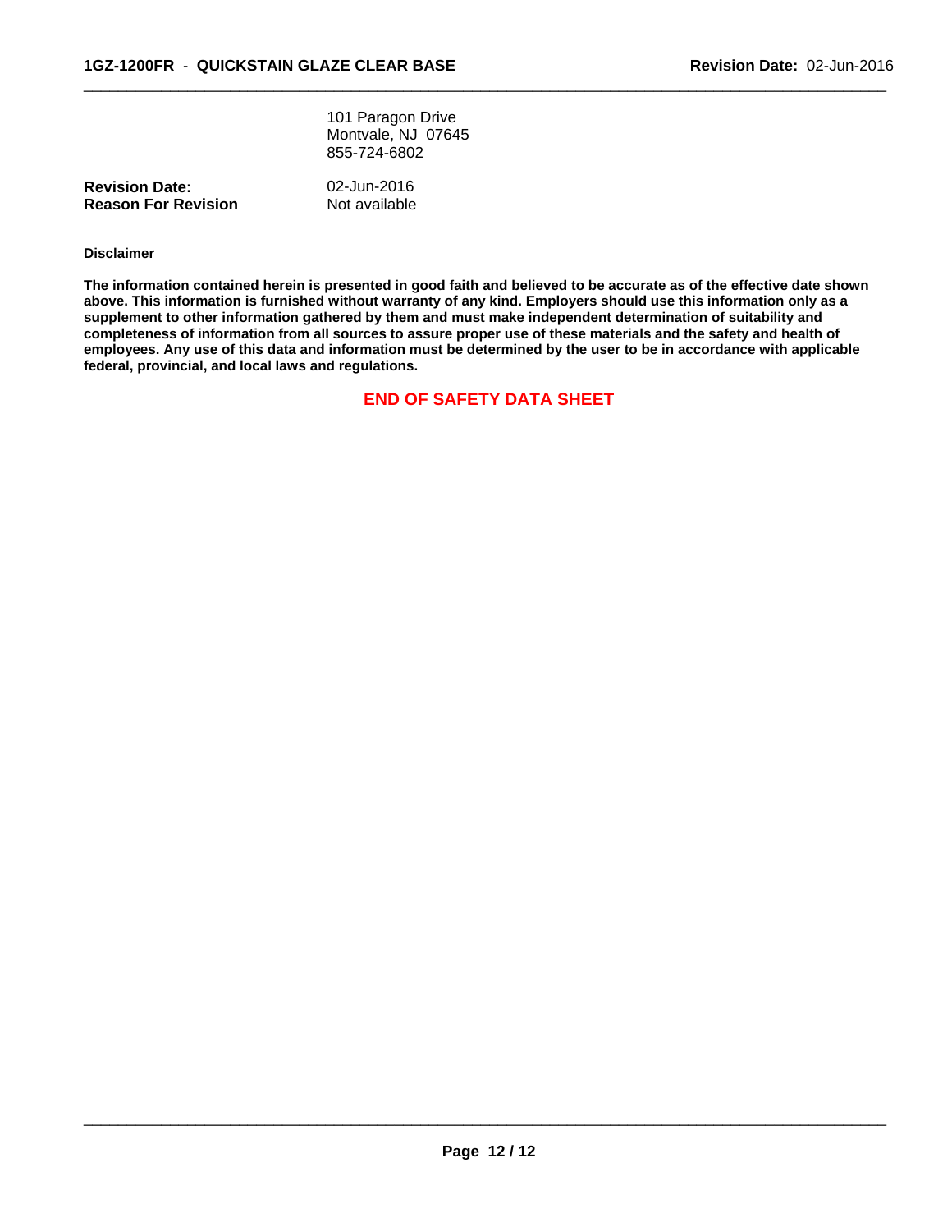101 Paragon Drive
Montvale, NJ 07645
855-724-6802

**Revision Date:** 02-Jun-2016
**Reason For Revision** Not available

**Disclaimer**

**The information contained herein is presented in good faith and believed to be accurate as of the effective date shown above. This information is furnished without warranty of any kind. Employers should use this information only as a supplement to other information gathered by them and must make independent determination of suitability and completeness of information from all sources to assure proper use of these materials and the safety and health of employees. Any use of this data and information must be determined by the user to be in accordance with applicable federal, provincial, and local laws and regulations.**

**END OF SAFETY DATA SHEET**